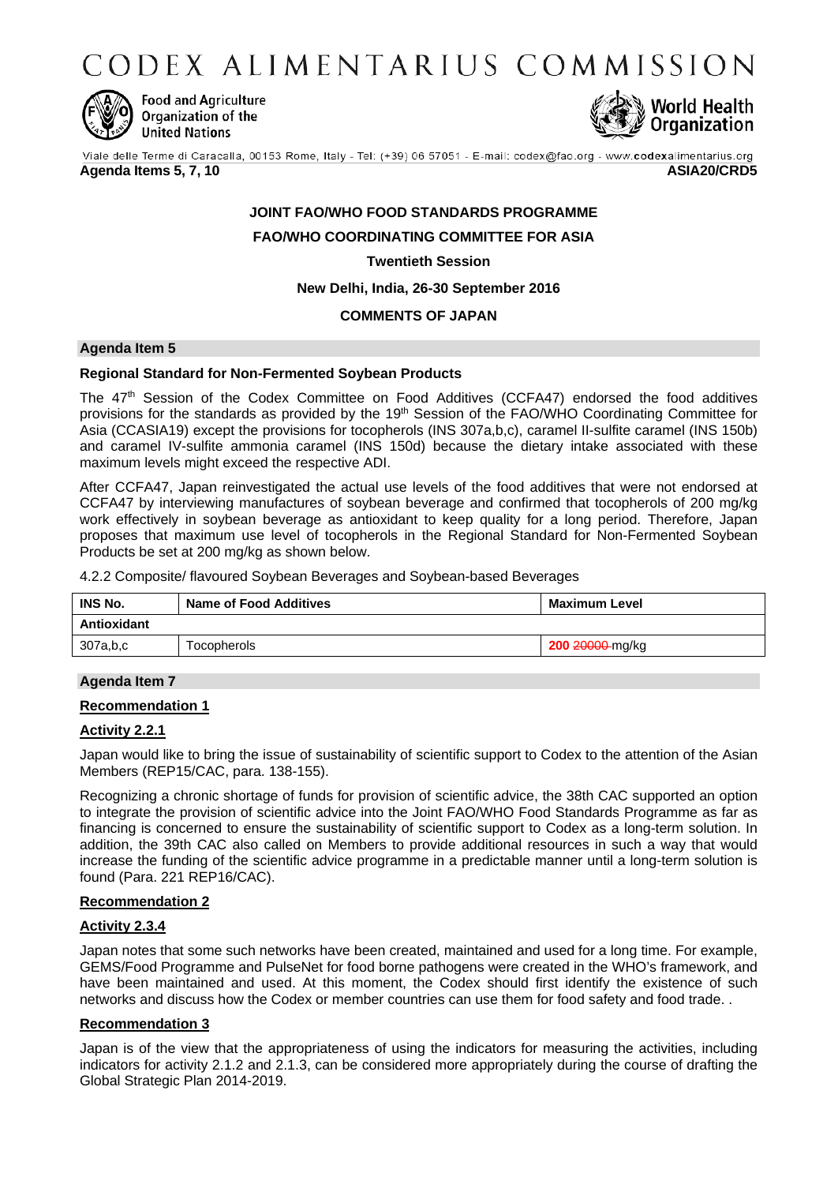# CODEX ALIMENTARIUS COMMISSION

Food and Agriculture Organization of the United Nations

World Health Organization

Viale delle Terme di Caracalla, 00153 Rome, Italy - Tel: (+39) 06 57051 - E-mail: codex@fao.org - www.codexalimentarius.org

**Agenda Items 5, 7, 10** **ASIA20/CRD5**

**JOINT FAO/WHO FOOD STANDARDS PROGRAMME**

**FAO/WHO COORDINATING COMMITTEE FOR ASIA**

**Twentieth Session**

**New Delhi, India, 26-30 September 2016**

**COMMENTS OF JAPAN**

## Agenda Item 5

### Regional Standard for Non-Fermented Soybean Products

The 47th Session of the Codex Committee on Food Additives (CCFA47) endorsed the food additives provisions for the standards as provided by the 19th Session of the FAO/WHO Coordinating Committee for Asia (CCASIA19) except the provisions for tocopherols (INS 307a,b,c), caramel II-sulfite caramel (INS 150b) and caramel IV-sulfite ammonia caramel (INS 150d) because the dietary intake associated with these maximum levels might exceed the respective ADI.

After CCFA47, Japan reinvestigated the actual use levels of the food additives that were not endorsed at CCFA47 by interviewing manufactures of soybean beverage and confirmed that tocopherols of 200 mg/kg work effectively in soybean beverage as antioxidant to keep quality for a long period. Therefore, Japan proposes that maximum use level of tocopherols in the Regional Standard for Non-Fermented Soybean Products be set at 200 mg/kg as shown below.

4.2.2 Composite/ flavoured Soybean Beverages and Soybean-based Beverages

| INS No. | Name of Food Additives | Maximum Level |
|---|---|---|
| **Antioxidant** | | |
| 307a,b,c | Tocopherols | **200** ~~20000~~ mg/kg |

## Agenda Item 7

**Recommendation 1**

**Activity 2.2.1**

Japan would like to bring the issue of sustainability of scientific support to Codex to the attention of the Asian Members (REP15/CAC, para. 138-155).

Recognizing a chronic shortage of funds for provision of scientific advice, the 38th CAC supported an option to integrate the provision of scientific advice into the Joint FAO/WHO Food Standards Programme as far as financing is concerned to ensure the sustainability of scientific support to Codex as a long-term solution. In addition, the 39th CAC also called on Members to provide additional resources in such a way that would increase the funding of the scientific advice programme in a predictable manner until a long-term solution is found (Para. 221 REP16/CAC).

**Recommendation 2**

**Activity 2.3.4**

Japan notes that some such networks have been created, maintained and used for a long time. For example, GEMS/Food Programme and PulseNet for food borne pathogens were created in the WHO's framework, and have been maintained and used. At this moment, the Codex should first identify the existence of such networks and discuss how the Codex or member countries can use them for food safety and food trade. .

**Recommendation 3**

Japan is of the view that the appropriateness of using the indicators for measuring the activities, including indicators for activity 2.1.2 and 2.1.3, can be considered more appropriately during the course of drafting the Global Strategic Plan 2014-2019.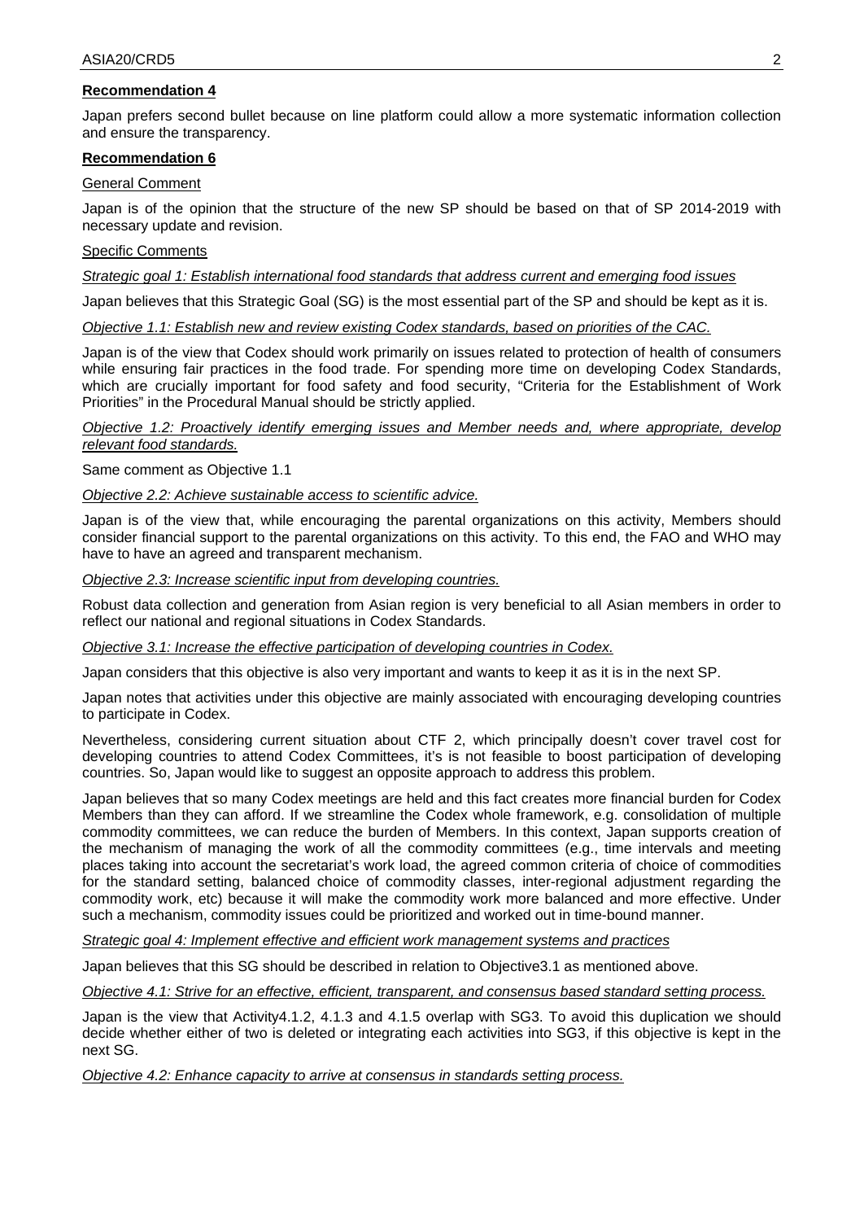**Recommendation 4**

Japan prefers second bullet because on line platform could allow a more systematic information collection and ensure the transparency.

**Recommendation 6**

General Comment

Japan is of the opinion that the structure of the new SP should be based on that of SP 2014-2019 with necessary update and revision.

Specific Comments

*Strategic goal 1: Establish international food standards that address current and emerging food issues*

Japan believes that this Strategic Goal (SG) is the most essential part of the SP and should be kept as it is.

*Objective 1.1: Establish new and review existing Codex standards, based on priorities of the CAC.*

Japan is of the view that Codex should work primarily on issues related to protection of health of consumers while ensuring fair practices in the food trade. For spending more time on developing Codex Standards, which are crucially important for food safety and food security, "Criteria for the Establishment of Work Priorities" in the Procedural Manual should be strictly applied.

*Objective 1.2: Proactively identify emerging issues and Member needs and, where appropriate, develop relevant food standards.*

Same comment as Objective 1.1

*Objective 2.2: Achieve sustainable access to scientific advice.*

Japan is of the view that, while encouraging the parental organizations on this activity, Members should consider financial support to the parental organizations on this activity. To this end, the FAO and WHO may have to have an agreed and transparent mechanism.

*Objective 2.3: Increase scientific input from developing countries.*

Robust data collection and generation from Asian region is very beneficial to all Asian members in order to reflect our national and regional situations in Codex Standards.

*Objective 3.1: Increase the effective participation of developing countries in Codex.*

Japan considers that this objective is also very important and wants to keep it as it is in the next SP.

Japan notes that activities under this objective are mainly associated with encouraging developing countries to participate in Codex.

Nevertheless, considering current situation about CTF 2, which principally doesn't cover travel cost for developing countries to attend Codex Committees, it's is not feasible to boost participation of developing countries. So, Japan would like to suggest an opposite approach to address this problem.

Japan believes that so many Codex meetings are held and this fact creates more financial burden for Codex Members than they can afford. If we streamline the Codex whole framework, e.g. consolidation of multiple commodity committees, we can reduce the burden of Members. In this context, Japan supports creation of the mechanism of managing the work of all the commodity committees (e.g., time intervals and meeting places taking into account the secretariat's work load, the agreed common criteria of choice of commodities for the standard setting, balanced choice of commodity classes, inter-regional adjustment regarding the commodity work, etc) because it will make the commodity work more balanced and more effective. Under such a mechanism, commodity issues could be prioritized and worked out in time-bound manner.

*Strategic goal 4: Implement effective and efficient work management systems and practices*

Japan believes that this SG should be described in relation to Objective3.1 as mentioned above.

*Objective 4.1: Strive for an effective, efficient, transparent, and consensus based standard setting process.*

Japan is the view that Activity4.1.2, 4.1.3 and 4.1.5 overlap with SG3. To avoid this duplication we should decide whether either of two is deleted or integrating each activities into SG3, if this objective is kept in the next SG.

*Objective 4.2: Enhance capacity to arrive at consensus in standards setting process.*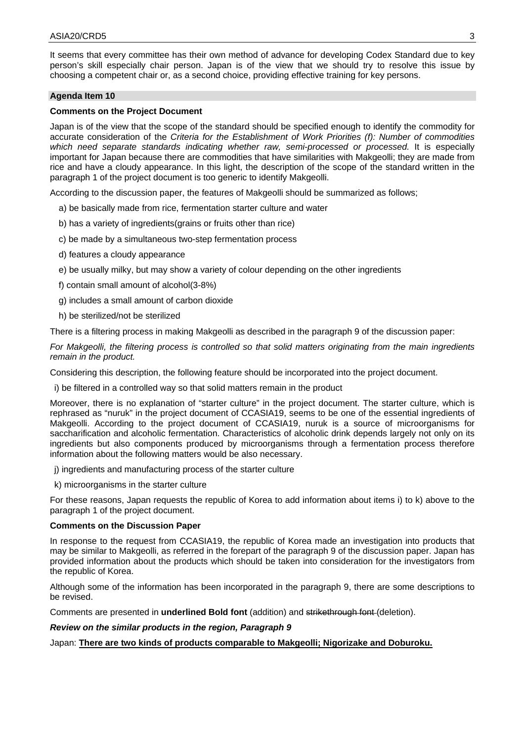It seems that every committee has their own method of advance for developing Codex Standard due to key person's skill especially chair person. Japan is of the view that we should try to resolve this issue by choosing a competent chair or, as a second choice, providing effective training for key persons.

**Agenda Item 10**

**Comments on the Project Document**

Japan is of the view that the scope of the standard should be specified enough to identify the commodity for accurate consideration of the *Criteria for the Establishment of Work Priorities (f): Number of commodities which need separate standards indicating whether raw, semi-processed or processed.* It is especially important for Japan because there are commodities that have similarities with Makgeolli; they are made from rice and have a cloudy appearance. In this light, the description of the scope of the standard written in the paragraph 1 of the project document is too generic to identify Makgeolli.

According to the discussion paper, the features of Makgeolli should be summarized as follows;

a) be basically made from rice, fermentation starter culture and water

b) has a variety of ingredients(grains or fruits other than rice)

c) be made by a simultaneous two-step fermentation process

d) features a cloudy appearance

e) be usually milky, but may show a variety of colour depending on the other ingredients

f) contain small amount of alcohol(3-8%)

g) includes a small amount of carbon dioxide

h) be sterilized/not be sterilized

There is a filtering process in making Makgeolli as described in the paragraph 9 of the discussion paper:

*For Makgeolli, the filtering process is controlled so that solid matters originating from the main ingredients remain in the product.*

Considering this description, the following feature should be incorporated into the project document.

i) be filtered in a controlled way so that solid matters remain in the product

Moreover, there is no explanation of "starter culture" in the project document. The starter culture, which is rephrased as "nuruk" in the project document of CCASIA19, seems to be one of the essential ingredients of Makgeolli. According to the project document of CCASIA19, nuruk is a source of microorganisms for saccharification and alcoholic fermentation. Characteristics of alcoholic drink depends largely not only on its ingredients but also components produced by microorganisms through a fermentation process therefore information about the following matters would be also necessary.

j) ingredients and manufacturing process of the starter culture

k) microorganisms in the starter culture

For these reasons, Japan requests the republic of Korea to add information about items i) to k) above to the paragraph 1 of the project document.

**Comments on the Discussion Paper**

In response to the request from CCASIA19, the republic of Korea made an investigation into products that may be similar to Makgeolli, as referred in the forepart of the paragraph 9 of the discussion paper. Japan has provided information about the products which should be taken into consideration for the investigators from the republic of Korea.

Although some of the information has been incorporated in the paragraph 9, there are some descriptions to be revised.

Comments are presented in **underlined Bold font** (addition) and ~~strikethrough font~~ (deletion).

***Review on the similar products in the region, Paragraph 9***

Japan: **<u>There are two kinds of products comparable to Makgeolli; Nigorizake and Doburoku.</u>**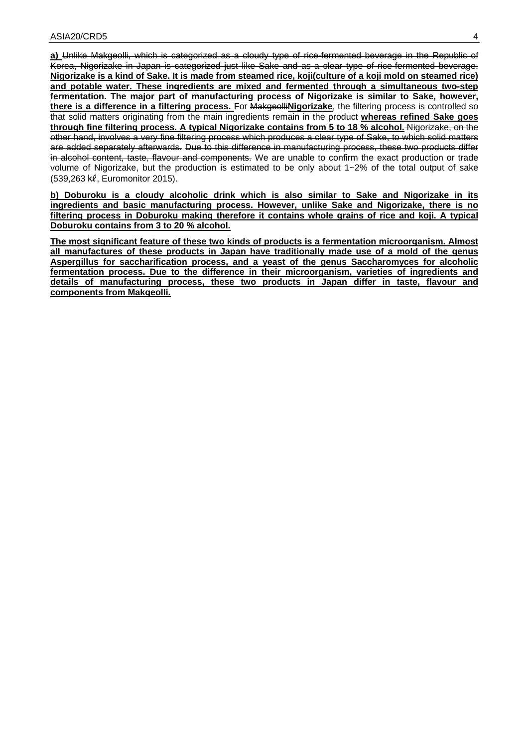**a)** ~~Unlike Makgeolli, which is categorized as a cloudy type of rice-fermented beverage in the Republic of Korea, Nigorizake in Japan is categorized just like Sake and as a clear type of rice-fermented beverage.~~ **Nigorizake is a kind of Sake. It is made from steamed rice, koji(culture of a koji mold on steamed rice) and potable water. These ingredients are mixed and fermented through a simultaneous two-step fermentation. The major part of manufacturing process of Nigorizake is similar to Sake, however, there is a difference in a filtering process.** For ~~Makgeolli~~**Nigorizake**, the filtering process is controlled so that solid matters originating from the main ingredients remain in the product **whereas refined Sake goes through fine filtering process. A typical Nigorizake contains from 5 to 18 % alcohol.** ~~Nigorizake, on the other hand, involves a very fine filtering process which produces a clear type of Sake, to which solid matters are added separately afterwards.~~ ~~Due to this difference in manufacturing process, these two products differ in alcohol content, taste, flavour and components.~~ We are unable to confirm the exact production or trade volume of Nigorizake, but the production is estimated to be only about 1~2% of the total output of sake (539,263 kℓ, Euromonitor 2015).

**b) Doburoku is a cloudy alcoholic drink which is also similar to Sake and Nigorizake in its ingredients and basic manufacturing process. However, unlike Sake and Nigorizake, there is no filtering process in Doburoku making therefore it contains whole grains of rice and koji. A typical Doburoku contains from 3 to 20 % alcohol.**

**The most significant feature of these two kinds of products is a fermentation microorganism. Almost all manufactures of these products in Japan have traditionally made use of a mold of the genus Aspergillus for saccharification process, and a yeast of the genus Saccharomyces for alcoholic fermentation process. Due to the difference in their microorganism, varieties of ingredients and details of manufacturing process, these two products in Japan differ in taste, flavour and components from Makgeolli.**